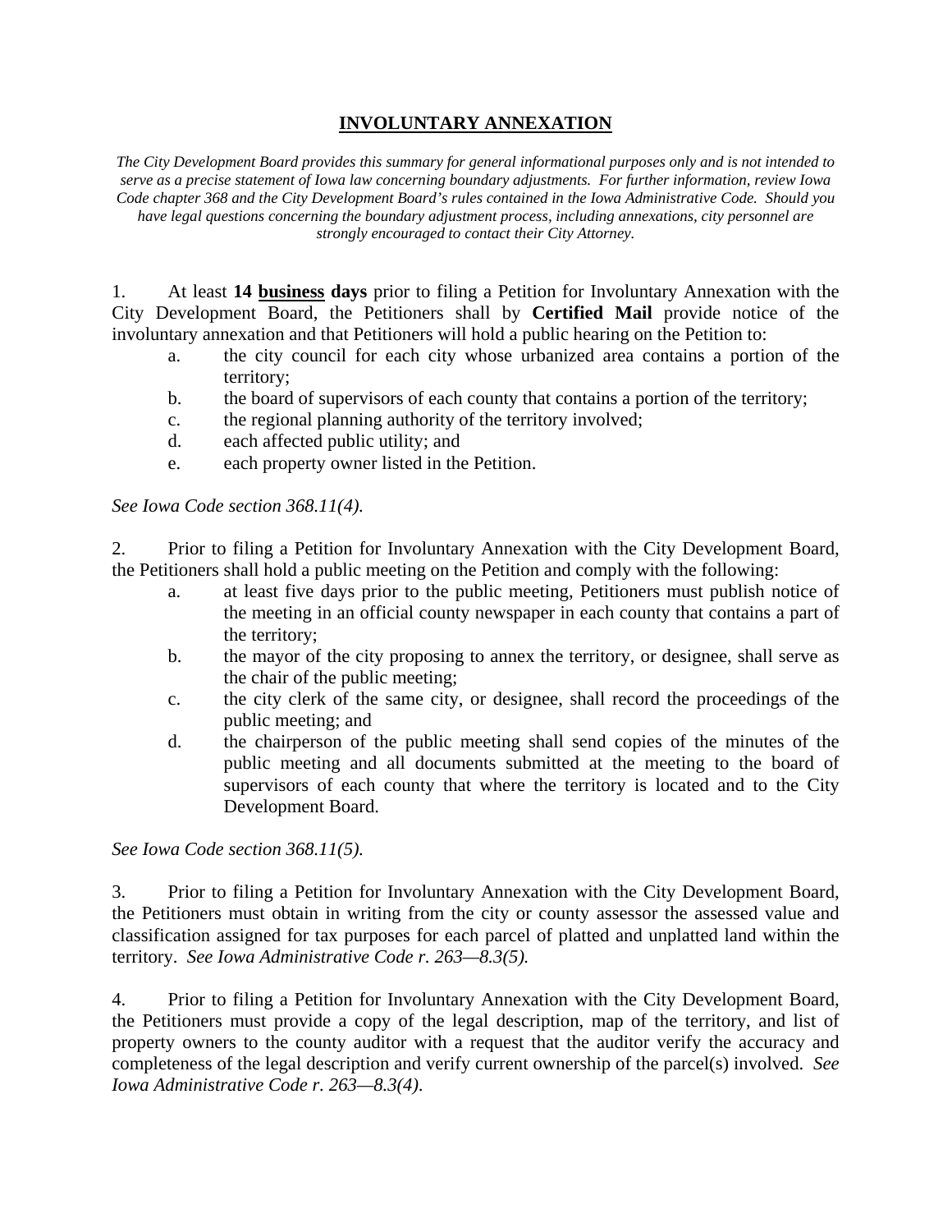# INVOLUNTARY ANNEXATION

*The City Development Board provides this summary for general informational purposes only and is not intended to serve as a precise statement of Iowa law concerning boundary adjustments. For further information, review Iowa Code chapter 368 and the City Development Board's rules contained in the Iowa Administrative Code. Should you have legal questions concerning the boundary adjustment process, including annexations, city personnel are strongly encouraged to contact their City Attorney.*

1. At least **14 <u>business</u> days** prior to filing a Petition for Involuntary Annexation with the City Development Board, the Petitioners shall by **Certified Mail** provide notice of the involuntary annexation and that Petitioners will hold a public hearing on the Petition to:
   a. the city council for each city whose urbanized area contains a portion of the territory;
   b. the board of supervisors of each county that contains a portion of the territory;
   c. the regional planning authority of the territory involved;
   d. each affected public utility; and
   e. each property owner listed in the Petition.

*See Iowa Code section 368.11(4).*

2. Prior to filing a Petition for Involuntary Annexation with the City Development Board, the Petitioners shall hold a public meeting on the Petition and comply with the following:
   a. at least five days prior to the public meeting, Petitioners must publish notice of the meeting in an official county newspaper in each county that contains a part of the territory;
   b. the mayor of the city proposing to annex the territory, or designee, shall serve as the chair of the public meeting;
   c. the city clerk of the same city, or designee, shall record the proceedings of the public meeting; and
   d. the chairperson of the public meeting shall send copies of the minutes of the public meeting and all documents submitted at the meeting to the board of supervisors of each county that where the territory is located and to the City Development Board.

*See Iowa Code section 368.11(5).*

3. Prior to filing a Petition for Involuntary Annexation with the City Development Board, the Petitioners must obtain in writing from the city or county assessor the assessed value and classification assigned for tax purposes for each parcel of platted and unplatted land within the territory. *See Iowa Administrative Code r. 263—8.3(5).*

4. Prior to filing a Petition for Involuntary Annexation with the City Development Board, the Petitioners must provide a copy of the legal description, map of the territory, and list of property owners to the county auditor with a request that the auditor verify the accuracy and completeness of the legal description and verify current ownership of the parcel(s) involved. *See Iowa Administrative Code r. 263—8.3(4).*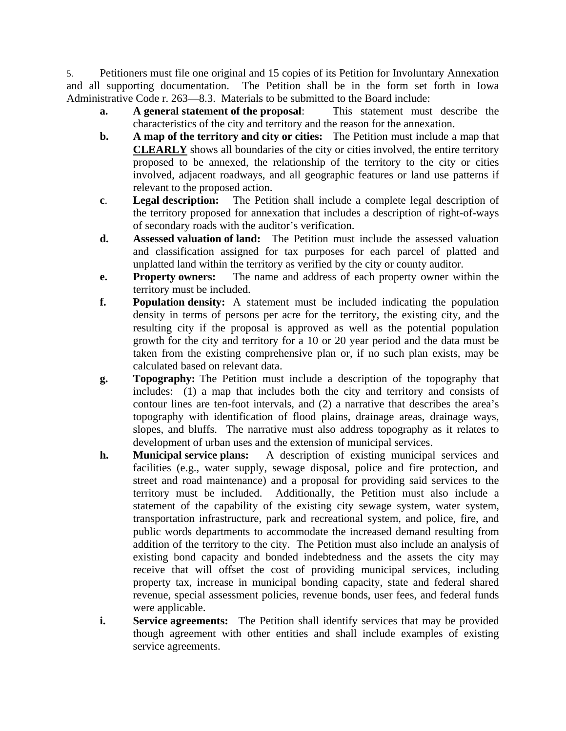5. Petitioners must file one original and 15 copies of its Petition for Involuntary Annexation and all supporting documentation. The Petition shall be in the form set forth in Iowa Administrative Code r. 263—8.3. Materials to be submitted to the Board include:

- **a.** **A general statement of the proposal**: This statement must describe the characteristics of the city and territory and the reason for the annexation.
- **b.** **A map of the territory and city or cities:** The Petition must include a map that **CLEARLY** shows all boundaries of the city or cities involved, the entire territory proposed to be annexed, the relationship of the territory to the city or cities involved, adjacent roadways, and all geographic features or land use patterns if relevant to the proposed action.
- **c**. **Legal description:** The Petition shall include a complete legal description of the territory proposed for annexation that includes a description of right-of-ways of secondary roads with the auditor's verification.
- **d.** **Assessed valuation of land:** The Petition must include the assessed valuation and classification assigned for tax purposes for each parcel of platted and unplatted land within the territory as verified by the city or county auditor.
- **e.** **Property owners:** The name and address of each property owner within the territory must be included.
- **f.** **Population density:** A statement must be included indicating the population density in terms of persons per acre for the territory, the existing city, and the resulting city if the proposal is approved as well as the potential population growth for the city and territory for a 10 or 20 year period and the data must be taken from the existing comprehensive plan or, if no such plan exists, may be calculated based on relevant data.
- **g.** **Topography:** The Petition must include a description of the topography that includes: (1) a map that includes both the city and territory and consists of contour lines are ten-foot intervals, and (2) a narrative that describes the area's topography with identification of flood plains, drainage areas, drainage ways, slopes, and bluffs. The narrative must also address topography as it relates to development of urban uses and the extension of municipal services.
- **h.** **Municipal service plans:** A description of existing municipal services and facilities (e.g., water supply, sewage disposal, police and fire protection, and street and road maintenance) and a proposal for providing said services to the territory must be included. Additionally, the Petition must also include a statement of the capability of the existing city sewage system, water system, transportation infrastructure, park and recreational system, and police, fire, and public words departments to accommodate the increased demand resulting from addition of the territory to the city. The Petition must also include an analysis of existing bond capacity and bonded indebtedness and the assets the city may receive that will offset the cost of providing municipal services, including property tax, increase in municipal bonding capacity, state and federal shared revenue, special assessment policies, revenue bonds, user fees, and federal funds were applicable.
- **i.** **Service agreements:** The Petition shall identify services that may be provided though agreement with other entities and shall include examples of existing service agreements.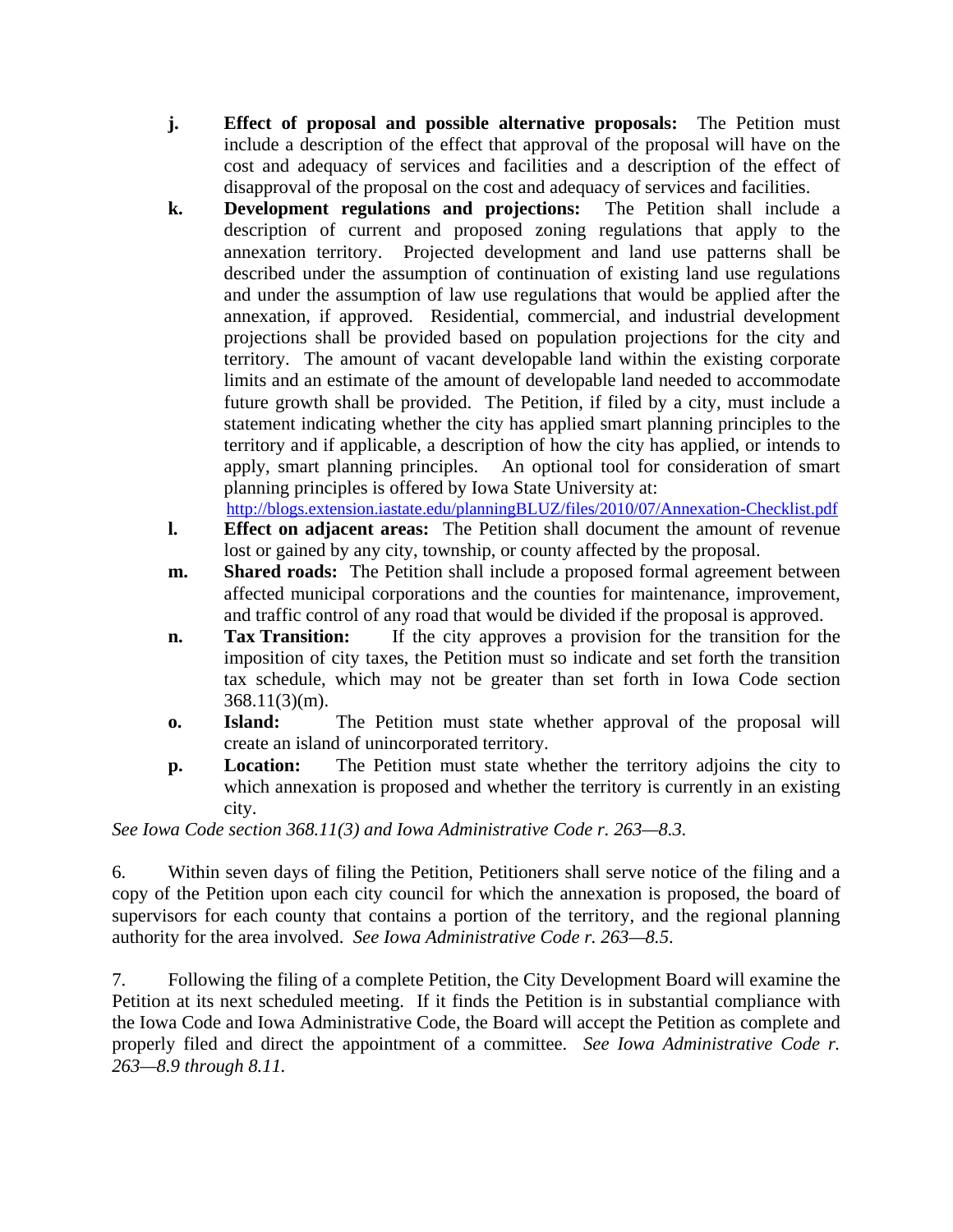j. **Effect of proposal and possible alternative proposals:** The Petition must include a description of the effect that approval of the proposal will have on the cost and adequacy of services and facilities and a description of the effect of disapproval of the proposal on the cost and adequacy of services and facilities.

k. **Development regulations and projections:** The Petition shall include a description of current and proposed zoning regulations that apply to the annexation territory. Projected development and land use patterns shall be described under the assumption of continuation of existing land use regulations and under the assumption of law use regulations that would be applied after the annexation, if approved. Residential, commercial, and industrial development projections shall be provided based on population projections for the city and territory. The amount of vacant developable land within the existing corporate limits and an estimate of the amount of developable land needed to accommodate future growth shall be provided. The Petition, if filed by a city, must include a statement indicating whether the city has applied smart planning principles to the territory and if applicable, a description of how the city has applied, or intends to apply, smart planning principles. An optional tool for consideration of smart planning principles is offered by Iowa State University at: http://blogs.extension.iastate.edu/planningBLUZ/files/2010/07/Annexation-Checklist.pdf

l. **Effect on adjacent areas:** The Petition shall document the amount of revenue lost or gained by any city, township, or county affected by the proposal.

m. **Shared roads:** The Petition shall include a proposed formal agreement between affected municipal corporations and the counties for maintenance, improvement, and traffic control of any road that would be divided if the proposal is approved.

n. **Tax Transition:** If the city approves a provision for the transition for the imposition of city taxes, the Petition must so indicate and set forth the transition tax schedule, which may not be greater than set forth in Iowa Code section 368.11(3)(m).

o. **Island:** The Petition must state whether approval of the proposal will create an island of unincorporated territory.

p. **Location:** The Petition must state whether the territory adjoins the city to which annexation is proposed and whether the territory is currently in an existing city.

*See Iowa Code section 368.11(3) and Iowa Administrative Code r. 263—8.3.*

6. Within seven days of filing the Petition, Petitioners shall serve notice of the filing and a copy of the Petition upon each city council for which the annexation is proposed, the board of supervisors for each county that contains a portion of the territory, and the regional planning authority for the area involved. *See Iowa Administrative Code r. 263—8.5.*

7. Following the filing of a complete Petition, the City Development Board will examine the Petition at its next scheduled meeting. If it finds the Petition is in substantial compliance with the Iowa Code and Iowa Administrative Code, the Board will accept the Petition as complete and properly filed and direct the appointment of a committee. *See Iowa Administrative Code r. 263—8.9 through 8.11.*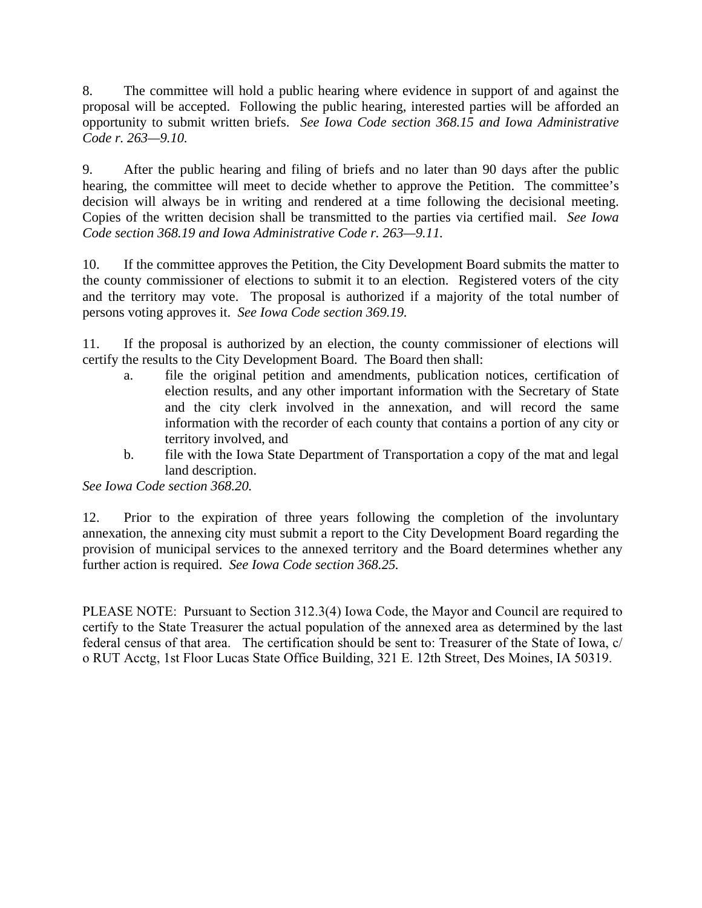8. The committee will hold a public hearing where evidence in support of and against the proposal will be accepted. Following the public hearing, interested parties will be afforded an opportunity to submit written briefs. *See Iowa Code section 368.15 and Iowa Administrative Code r. 263—9.10.*

9. After the public hearing and filing of briefs and no later than 90 days after the public hearing, the committee will meet to decide whether to approve the Petition. The committee's decision will always be in writing and rendered at a time following the decisional meeting. Copies of the written decision shall be transmitted to the parties via certified mail. *See Iowa Code section 368.19 and Iowa Administrative Code r. 263—9.11.*

10. If the committee approves the Petition, the City Development Board submits the matter to the county commissioner of elections to submit it to an election. Registered voters of the city and the territory may vote. The proposal is authorized if a majority of the total number of persons voting approves it. *See Iowa Code section 369.19.*

11. If the proposal is authorized by an election, the county commissioner of elections will certify the results to the City Development Board. The Board then shall:
    a. file the original petition and amendments, publication notices, certification of election results, and any other important information with the Secretary of State and the city clerk involved in the annexation, and will record the same information with the recorder of each county that contains a portion of any city or territory involved, and
    b. file with the Iowa State Department of Transportation a copy of the mat and legal land description.

*See Iowa Code section 368.20.*

12. Prior to the expiration of three years following the completion of the involuntary annexation, the annexing city must submit a report to the City Development Board regarding the provision of municipal services to the annexed territory and the Board determines whether any further action is required. *See Iowa Code section 368.25.*

PLEASE NOTE: Pursuant to Section 312.3(4) Iowa Code, the Mayor and Council are required to certify to the State Treasurer the actual population of the annexed area as determined by the last federal census of that area. The certification should be sent to: Treasurer of the State of Iowa, c/o RUT Acctg, 1st Floor Lucas State Office Building, 321 E. 12th Street, Des Moines, IA 50319.